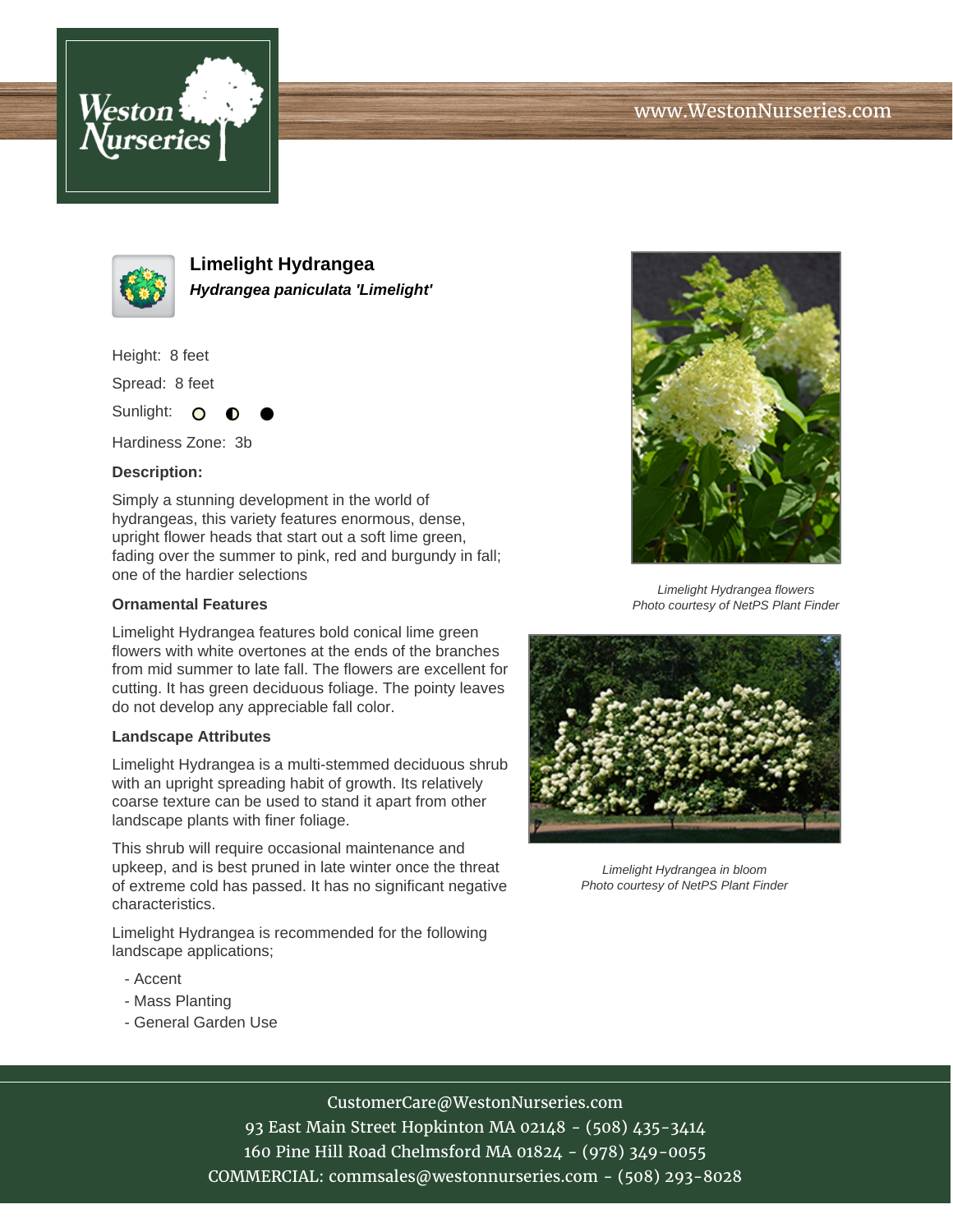www.WestonNurseries.com

# Limelight Hydrangea

***Hydrangea paniculata 'Limelight'***

Height: 8 feet

Spread: 8 feet

Sunlight: ○ ◐ ●

Hardiness Zone: 3b

### Description:

Simply a stunning development in the world of hydrangeas, this variety features enormous, dense, upright flower heads that start out a soft lime green, fading over the summer to pink, red and burgundy in fall; one of the hardier selections

### Ornamental Features

Limelight Hydrangea features bold conical lime green flowers with white overtones at the ends of the branches from mid summer to late fall. The flowers are excellent for cutting. It has green deciduous foliage. The pointy leaves do not develop any appreciable fall color.

### Landscape Attributes

Limelight Hydrangea is a multi-stemmed deciduous shrub with an upright spreading habit of growth. Its relatively coarse texture can be used to stand it apart from other landscape plants with finer foliage.

This shrub will require occasional maintenance and upkeep, and is best pruned in late winter once the threat of extreme cold has passed. It has no significant negative characteristics.

Limelight Hydrangea is recommended for the following landscape applications;

- Accent
- Mass Planting
- General Garden Use

*Limelight Hydrangea flowers*
*Photo courtesy of NetPS Plant Finder*

*Limelight Hydrangea in bloom*
*Photo courtesy of NetPS Plant Finder*

CustomerCare@WestonNurseries.com
93 East Main Street Hopkinton MA 02148 - (508) 435-3414
160 Pine Hill Road Chelmsford MA 01824 - (978) 349-0055
COMMERCIAL: commsales@westonnurseries.com - (508) 293-8028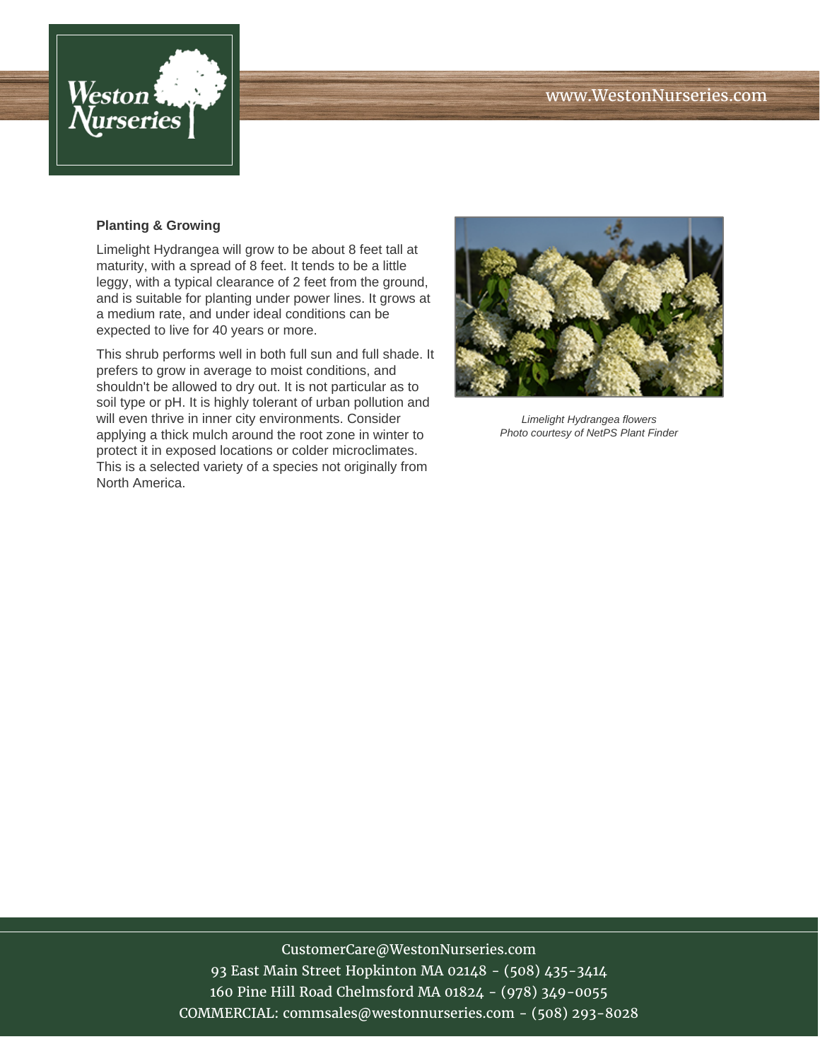### Planting & Growing

Limelight Hydrangea will grow to be about 8 feet tall at maturity, with a spread of 8 feet. It tends to be a little leggy, with a typical clearance of 2 feet from the ground, and is suitable for planting under power lines. It grows at a medium rate, and under ideal conditions can be expected to live for 40 years or more.

This shrub performs well in both full sun and full shade. It prefers to grow in average to moist conditions, and shouldn't be allowed to dry out. It is not particular as to soil type or pH. It is highly tolerant of urban pollution and will even thrive in inner city environments. Consider applying a thick mulch around the root zone in winter to protect it in exposed locations or colder microclimates. This is a selected variety of a species not originally from North America.

*Limelight Hydrangea flowers*
*Photo courtesy of NetPS Plant Finder*

CustomerCare@WestonNurseries.com
93 East Main Street Hopkinton MA 02148 - (508) 435-3414
160 Pine Hill Road Chelmsford MA 01824 - (978) 349-0055
COMMERCIAL: commsales@westonnurseries.com - (508) 293-8028